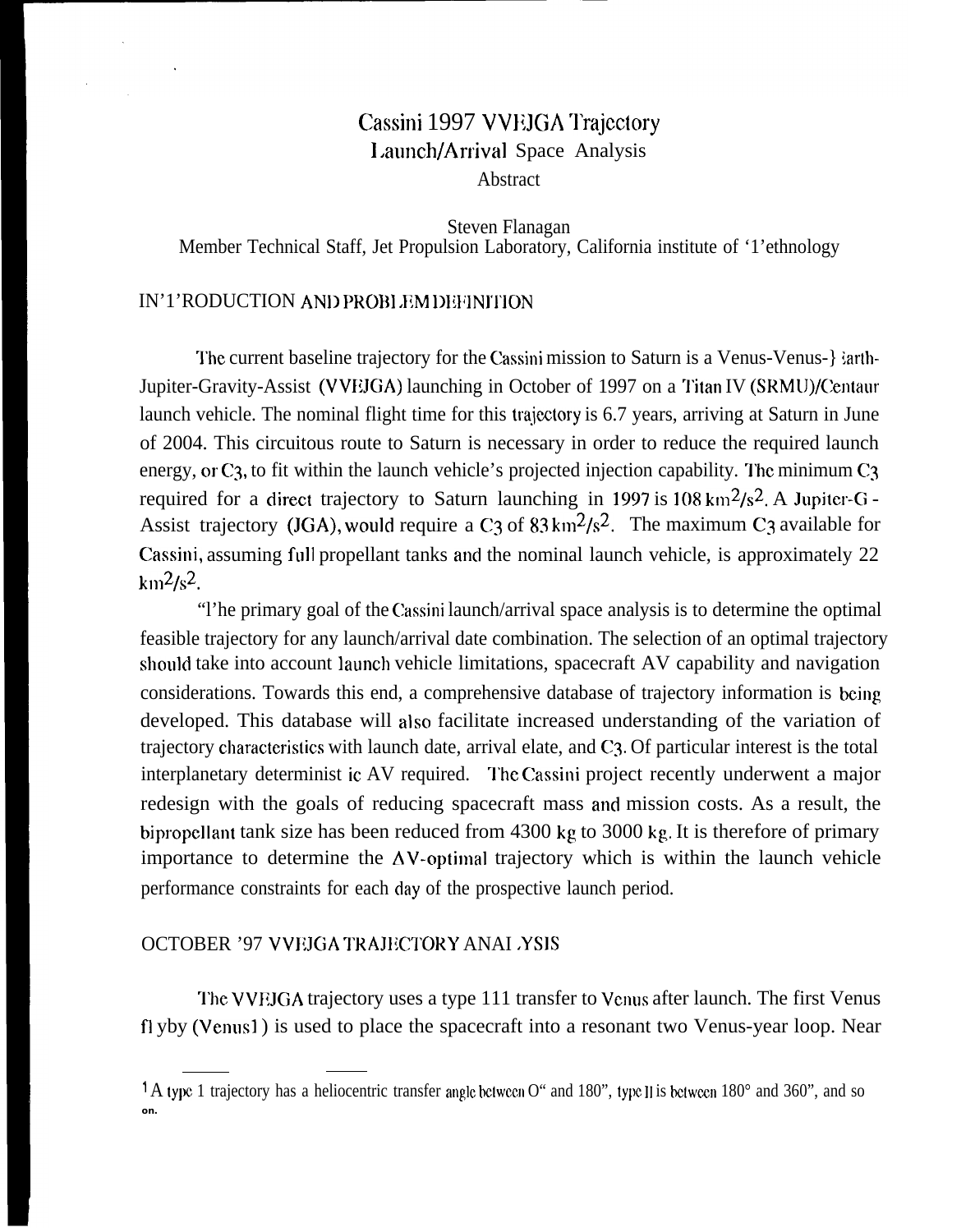# Cassini 1997 VVEJGA Trajectory
## Launch/Arrival Space Analysis
### Abstract

Steven Flanagan
Member Technical Staff, Jet Propulsion Laboratory, California institute of '1'ethnology

## IN'1'RODUCTION AND PROBLEM DEFINITION

The current baseline trajectory for the Cassini mission to Saturn is a Venus-Venus-Earth-Jupiter-Gravity-Assist (VVEJGA) launching in October of 1997 on a Titan IV (SRMU)/Centaur launch vehicle. The nominal flight time for this trajectory is 6.7 years, arriving at Saturn in June of 2004. This circuitous route to Saturn is necessary in order to reduce the required launch energy, or $C_3$, to fit within the launch vehicle's projected injection capability. The minimum $C_3$ required for a direct trajectory to Saturn launching in 1997 is 108 $km^2/s^2$. A Jupiter-G-Assist trajectory (JGA), would require a $C_3$ of 83 $km^2/s^2$. The maximum $C_3$ available for Cassini, assuming full propellant tanks and the nominal launch vehicle, is approximately 22 $km^2/s^2$.

"l'he primary goal of the Cassini launch/arrival space analysis is to determine the optimal feasible trajectory for any launch/arrival date combination. The selection of an optimal trajectory should take into account launch vehicle limitations, spacecraft ΔV capability and navigation considerations. Towards this end, a comprehensive database of trajectory information is being developed. This database will also facilitate increased understanding of the variation of trajectory characteristics with launch date, arrival elate, and $C_3$. Of particular interest is the total interplanetary determinist ic ΔV required. The Cassini project recently underwent a major redesign with the goals of reducing spacecraft mass and mission costs. As a result, the bipropellant tank size has been reduced from 4300 kg to 3000 kg. It is therefore of primary importance to determine the ΔV-optimal trajectory which is within the launch vehicle performance constraints for each day of the prospective launch period.

## OCTOBER '97 VVEJGA TRAJECTORY ANALYSIS

The VVEJGA trajectory uses a type III transfer to Venus after launch. The first Venus flyby (Venus1) is used to place the spacecraft into a resonant two Venus-year loop. Near

---

[1] A type 1 trajectory has a heliocentric transfer angle between 0° and 180°, type II is between 180° and 360°, and so on.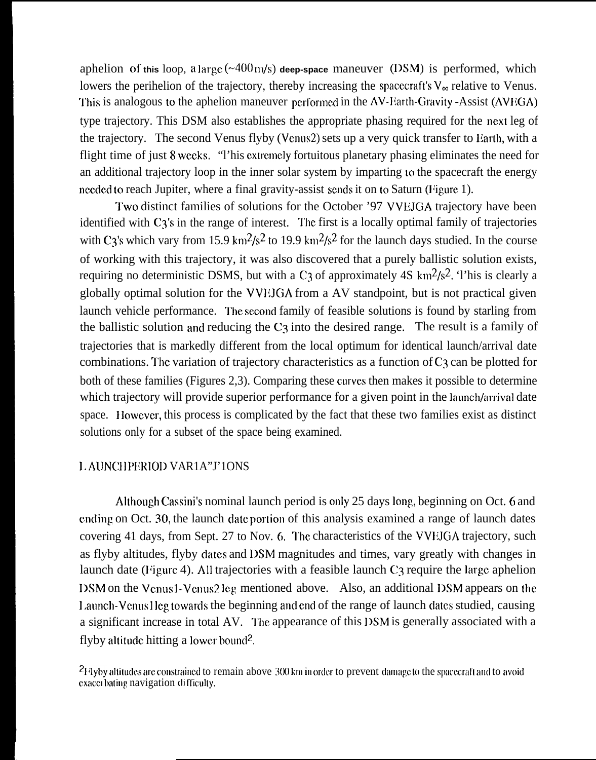aphelion of this loop, a large (~400 m/s) deep-space maneuver (DSM) is performed, which lowers the perihelion of the trajectory, thereby increasing the spacecraft's $V_\infty$ relative to Venus. This is analogous to the aphelion maneuver performed in the ΔV-Earth-Gravity-Assist (ΔVEGA) type trajectory. This DSM also establishes the appropriate phasing required for the next leg of the trajectory. The second Venus flyby (Venus2) sets up a very quick transfer to Earth, with a flight time of just 8 weeks. "This extremely fortuitous planetary phasing eliminates the need for an additional trajectory loop in the inner solar system by imparting to the spacecraft the energy needed to reach Jupiter, where a final gravity-assist sends it on to Saturn (Figure 1).

Two distinct families of solutions for the October '97 VVEJGA trajectory have been identified with $C_3$'s in the range of interest. The first is a locally optimal family of trajectories with $C_3$'s which vary from 15.9 $km^2/s^2$ to 19.9 $km^2/s^2$ for the launch days studied. In the course of working with this trajectory, it was also discovered that a purely ballistic solution exists, requiring no deterministic DSMS, but with a $C_3$ of approximately 45 $km^2/s^2$. This is clearly a globally optimal solution for the VVEJGA from a ΔV standpoint, but is not practical given launch vehicle performance. The second family of feasible solutions is found by starting from the ballistic solution and reducing the $C_3$ into the desired range. The result is a family of trajectories that is markedly different from the local optimum for identical launch/arrival date combinations. The variation of trajectory characteristics as a function of $C_3$ can be plotted for both of these families (Figures 2,3). Comparing these curves then makes it possible to determine which trajectory will provide superior performance for a given point in the launch/arrival date space. However, this process is complicated by the fact that these two families exist as distinct solutions only for a subset of the space being examined.

## LAUNCH PERIOD VARIATIONS

Although Cassini's nominal launch period is only 25 days long, beginning on Oct. 6 and ending on Oct. 30, the launch date portion of this analysis examined a range of launch dates covering 41 days, from Sept. 27 to Nov. 6. The characteristics of the VVEJGA trajectory, such as flyby altitudes, flyby dates and DSM magnitudes and times, vary greatly with changes in launch date (Figure 4). All trajectories with a feasible launch $C_3$ require the large aphelion DSM on the Venus1-Venus2 leg mentioned above. Also, an additional DSM appears on the Launch-Venus1 leg towards the beginning and end of the range of launch dates studied, causing a significant increase in total ΔV. The appearance of this DSM is generally associated with a flyby altitude hitting a lower bound[2].

[2] Flyby altitudes are constrained to remain above 300 km in order to prevent damage to the spacecraft and to avoid exacerbating navigation difficulty.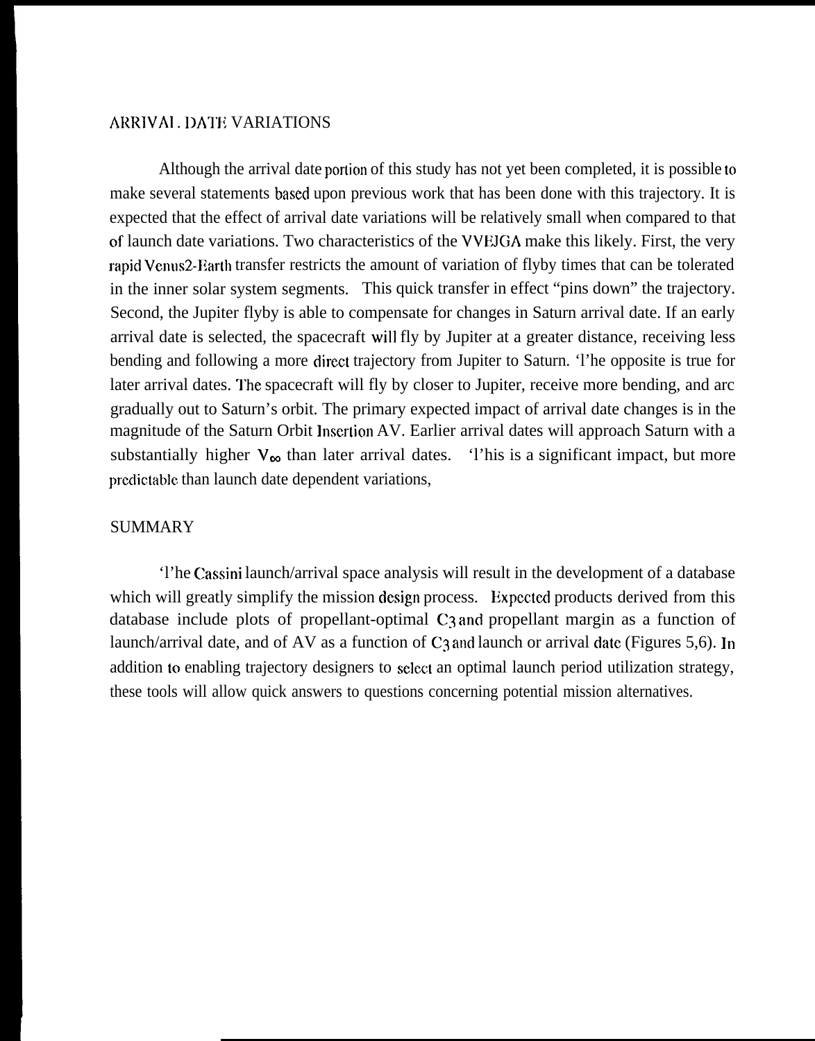## ARRIVAL DATE VARIATIONS

Although the arrival date portion of this study has not yet been completed, it is possible to make several statements based upon previous work that has been done with this trajectory. It is expected that the effect of arrival date variations will be relatively small when compared to that of launch date variations. Two characteristics of the VVEJGA make this likely. First, the very rapid Venus2-Earth transfer restricts the amount of variation of flyby times that can be tolerated in the inner solar system segments. This quick transfer in effect "pins down" the trajectory. Second, the Jupiter flyby is able to compensate for changes in Saturn arrival date. If an early arrival date is selected, the spacecraft will fly by Jupiter at a greater distance, receiving less bending and following a more direct trajectory from Jupiter to Saturn. The opposite is true for later arrival dates. The spacecraft will fly by closer to Jupiter, receive more bending, and arc gradually out to Saturn's orbit. The primary expected impact of arrival date changes is in the magnitude of the Saturn Orbit Insertion $\Delta V$. Earlier arrival dates will approach Saturn with a substantially higher $V_\infty$ than later arrival dates. This is a significant impact, but more predictable than launch date dependent variations,

## SUMMARY

The Cassini launch/arrival space analysis will result in the development of a database which will greatly simplify the mission design process. Expected products derived from this database include plots of propellant-optimal $C_3$ and propellant margin as a function of launch/arrival date, and of $\Delta V$ as a function of $C_3$ and launch or arrival date (Figures 5,6). In addition to enabling trajectory designers to select an optimal launch period utilization strategy, these tools will allow quick answers to questions concerning potential mission alternatives.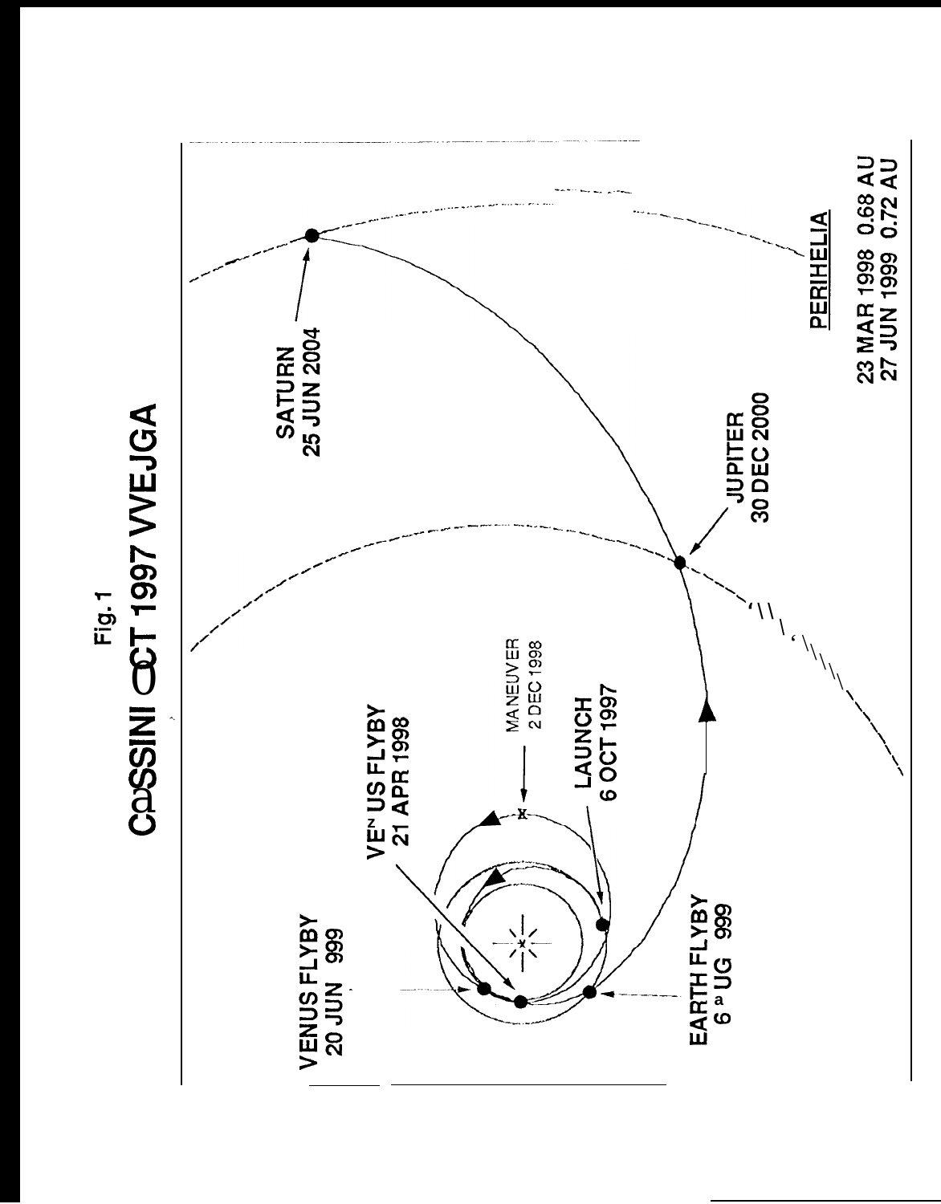Fig. 1

CASSINI OCT 1997 VVEJGA

VENUS FLYBY
20 JUN 999

VENUS FLYBY
21 APR 1998

MANEUVER
2 DEC 1998

LAUNCH
6 OCT 1997

EARTH FLYBY
6 AUG 999

JUPITER
30 DEC 2000

SATURN
25 JUN 2004

PERIHELIA

23 MAR 1998 0.68 AU
27 JUN 1999 0.72 AU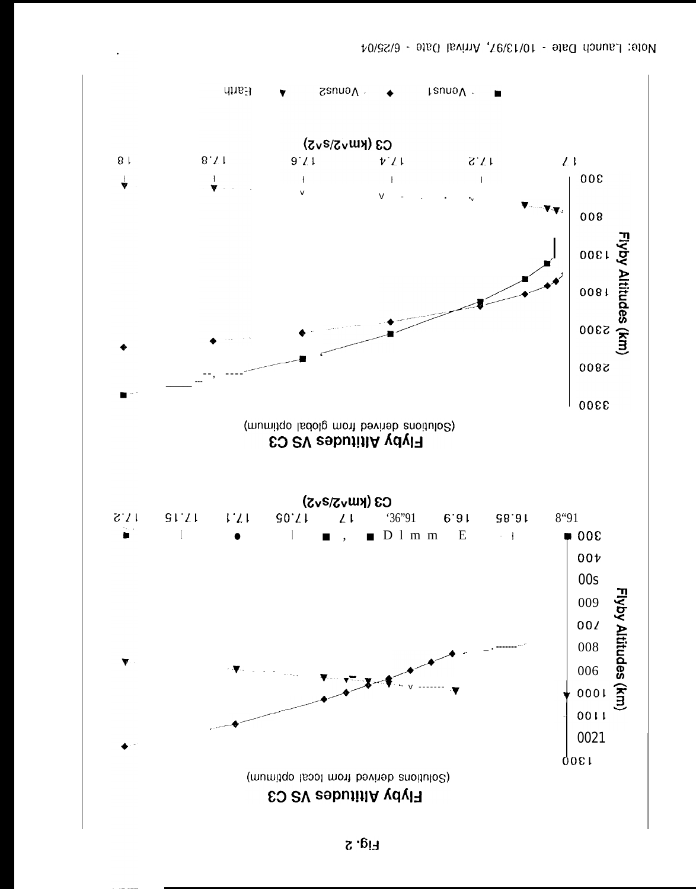Note: Launch Date - 10/13/97, Arrival Date - 6/25/04

**Flyby Altitudes VS C3**

(Solutions derived from global optimum)

Flyby Altitudes (km)

C3 (km^2/s^2)

■ Venus1 ◆ Venus2 ▲ Earth

**Flyby Altitudes VS C3**

(Solutions derived from local optimum)

Flyby Altitudes (km)

C3 (km^2/s^2)

Fig. 2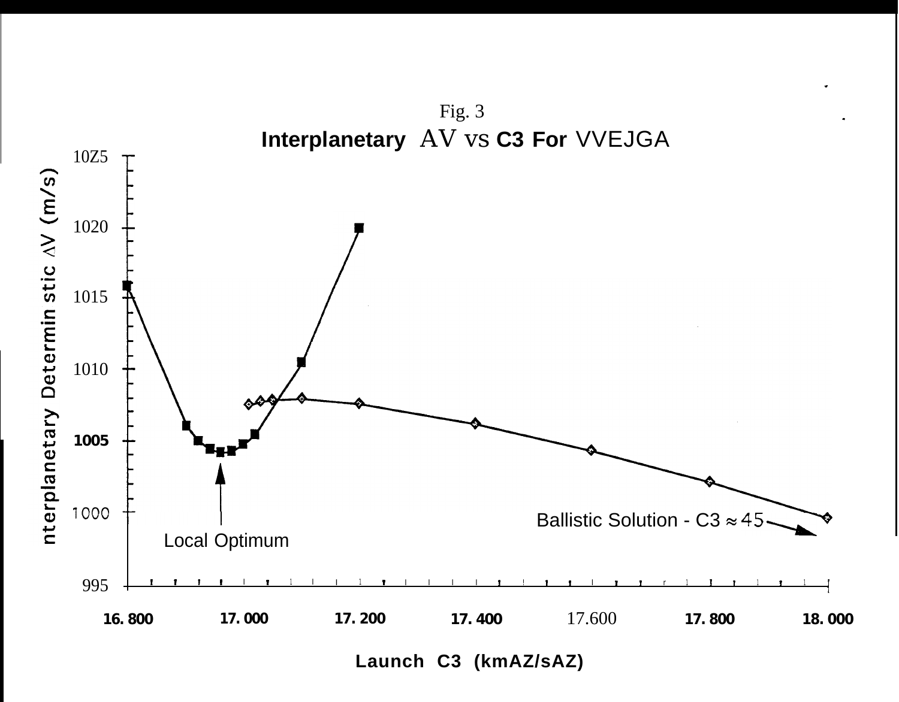Fig. 3

**Interplanetary ΔV vs C3 For VVEJGA**

| Launch C3 ($km^2/s^2$) | Interplanetary Deterministic ΔV (m/s) |
|---|---|

Local Optimum

Ballistic Solution - C3 ≈ 45

Launch C3 ($km^2/s^2$)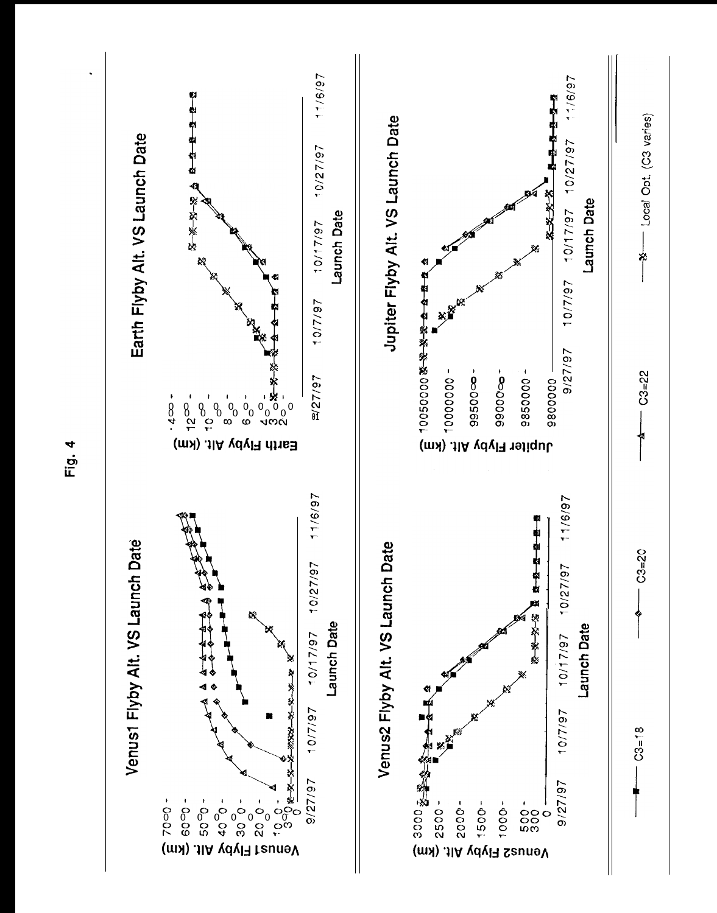Fig. 4

Venus1 Flyby Alt. VS Launch Date

Earth Flyby Alt. VS Launch Date

Venus2 Flyby Alt. VS Launch Date

Jupiter Flyby Alt. VS Launch Date

C3=18 — C3=20 — C3=22 — Local Opt. (C3 varies)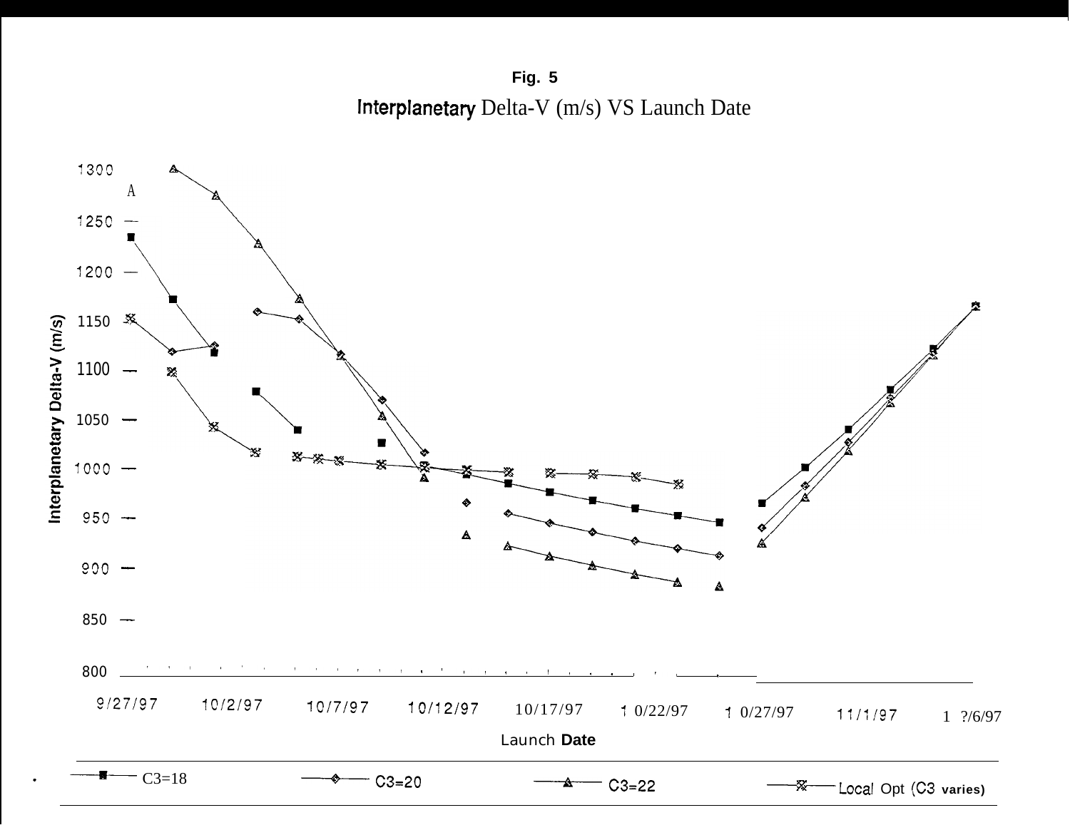**Fig. 5**

Interplanetary Delta-V (m/s) VS Launch Date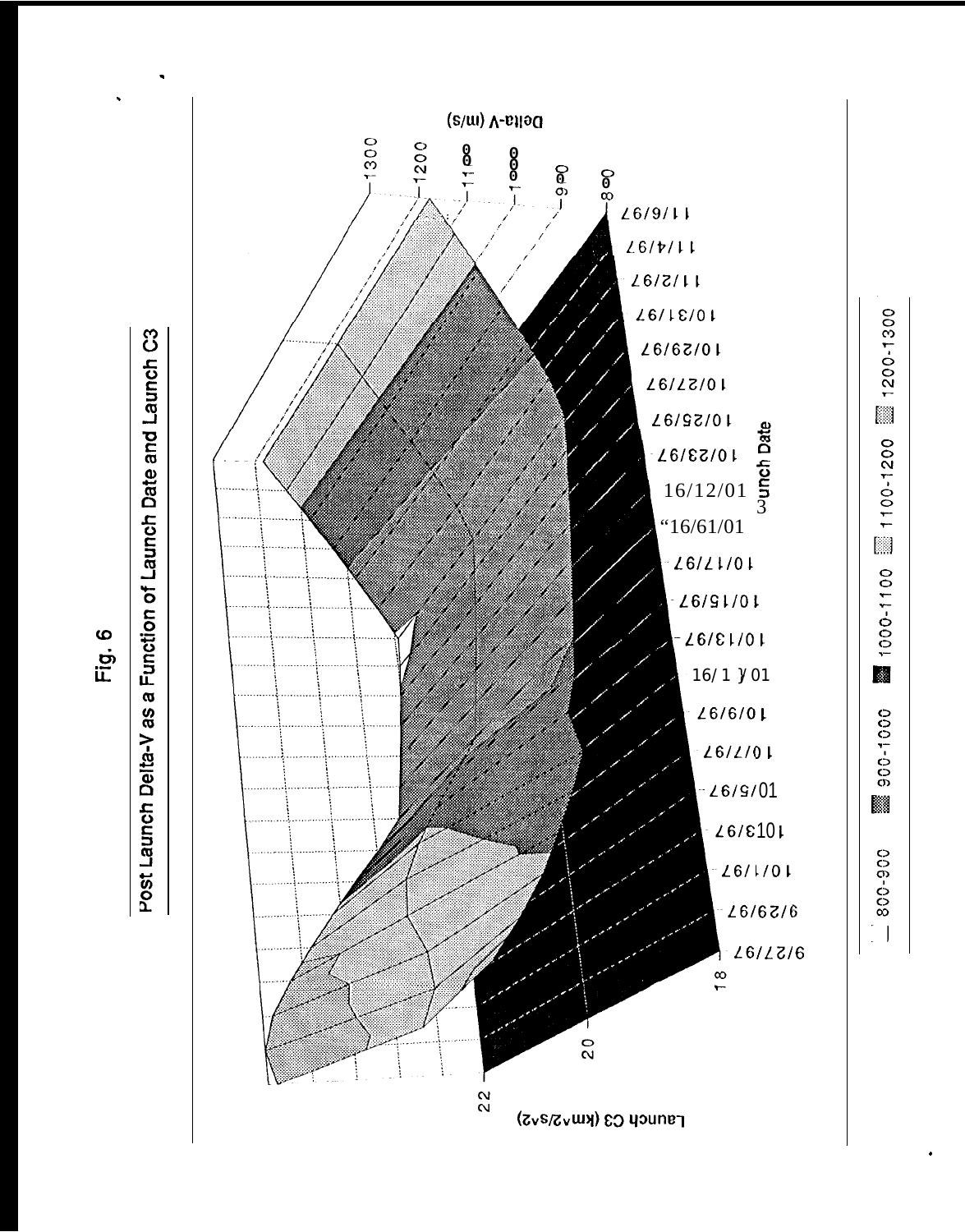Fig. 6

Post Launch Delta-V as a Function of Launch Date and Launch C3

1300
1200
1100
1000
900
800

Delta-V (m/s)

9/27/97
9/29/97
10/1/97
10/3/97
10/5/97
10/7/97
10/9/97
10/11/97
10/13/97
10/15/97
10/17/97
10/19/97
10/21/97
10/23/97
10/25/97
10/27/97
10/29/97
10/31/97
11/2/97
11/4/97
11/6/97

Launch Date

18
20
22

Launch C3 (km^2/s^2)

800-900 900-1000 1000-1100 1100-1200 1200-1300